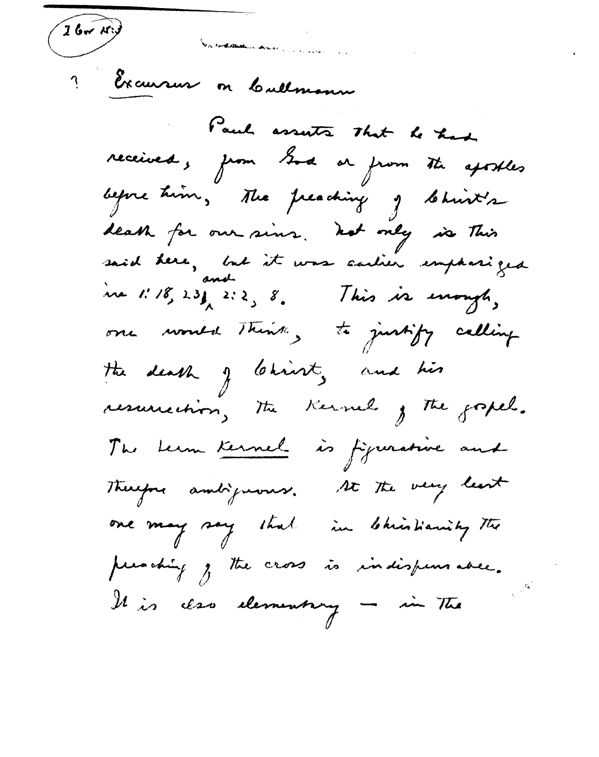I Cor 15:3

? Excursus on Cullmann

Paul asserts that he had received, from God or from the apostles before him, the preaching of Christ's death for our sins. Not only is this said here, but it was earlier emphasized in 1:18, 23, and 2:2, 8. This is enough, one would think, to justify calling the death of Christ, and his resurrection, the Kernel of the gospel. The term kernel is figurative and therefore ambiguous. At the very least one may say that in Christianity the preaching of the cross is indispensable. It is also elementary — in the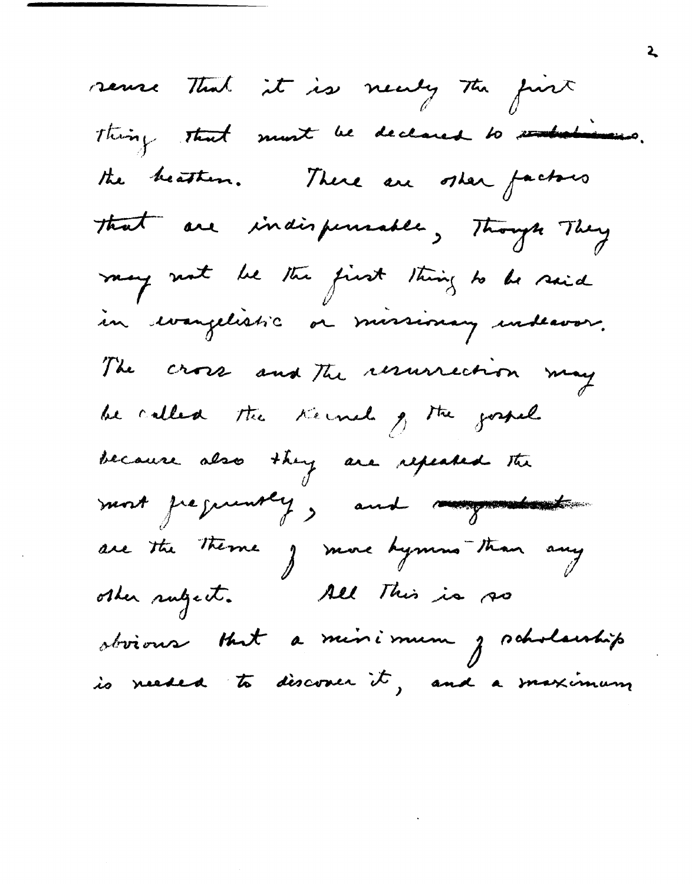sense that it is nearly the first thing that must be declared to ~~unbelievers~~. the heathen. There are other factors that are indispensable, though they may not be the first thing to be said in evangelistic or missionary endeavor. The cross and the resurrection may be called the kernel of the gospel because also they are repeated the most frequently, and ~~~~ are the theme of more hymns than any other subject. All this is so obvious that a minimum of scholarship is needed to discover it, and a maximum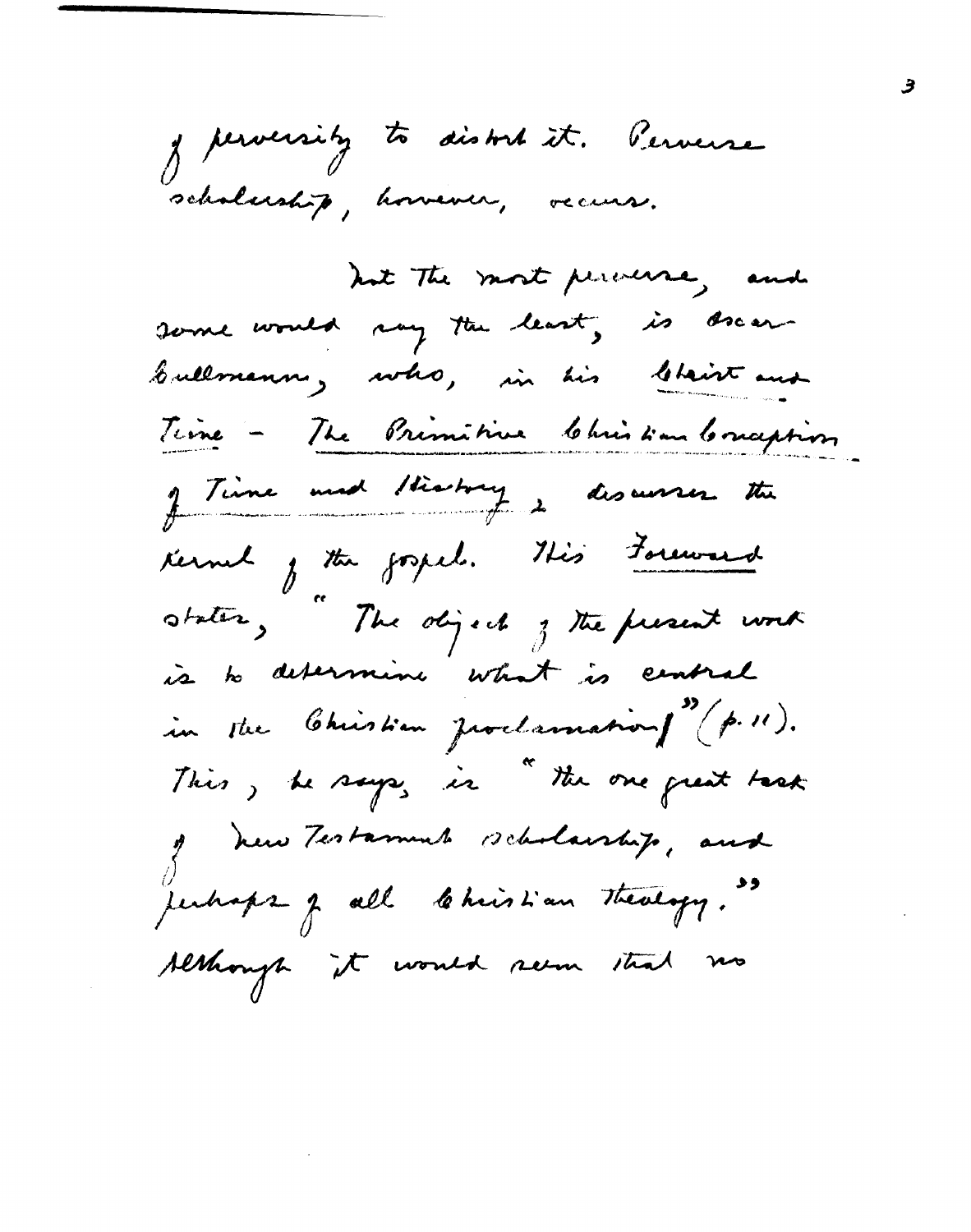of perversity to distort it. Perverse scholarship, however, occurs.

But the most perverse, and some would say the least, is Oscar Cullmann, who, in his _Christ and Time – The Primitive Christian Conception of Time and History_, discusses the kernel of the gospel. His _Foreword_ states, "The object of the present work is to determine what is central in the Christian proclamation" (p. 11). This, he says, is "the one great task of New Testament scholarship, and perhaps of all Christian theology." Although it would seem that no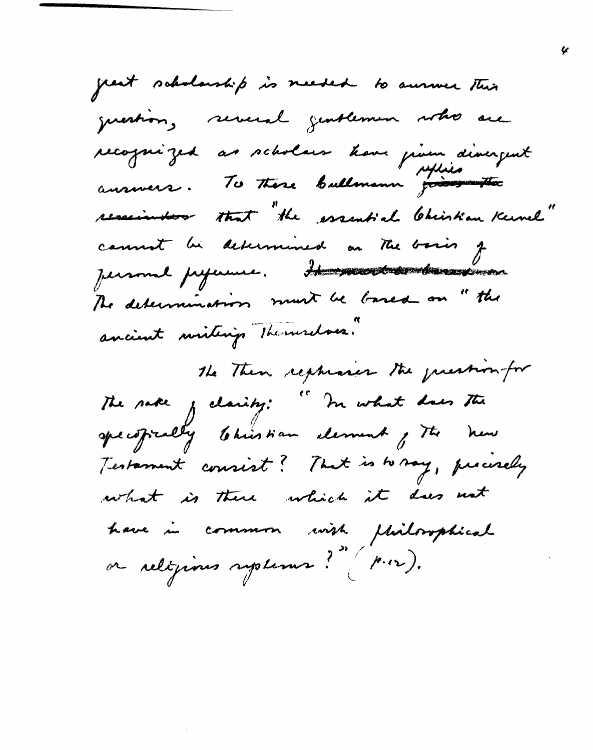great scholarship is needed to answer this question, several gentlemen who are recognized as scholars have given divergent answers. To these Bultmann replies that "the essential Christian kernel" cannot be determined on the basis of personal preference. The determination must be based on "the ancient writings themselves."

He then rephrases the question for the sake of clarity: "In what does the specifically Christian element of the New Testament consist? That is to say, precisely what is there which it does not have in common with philosophical or religious systems?" (p.12).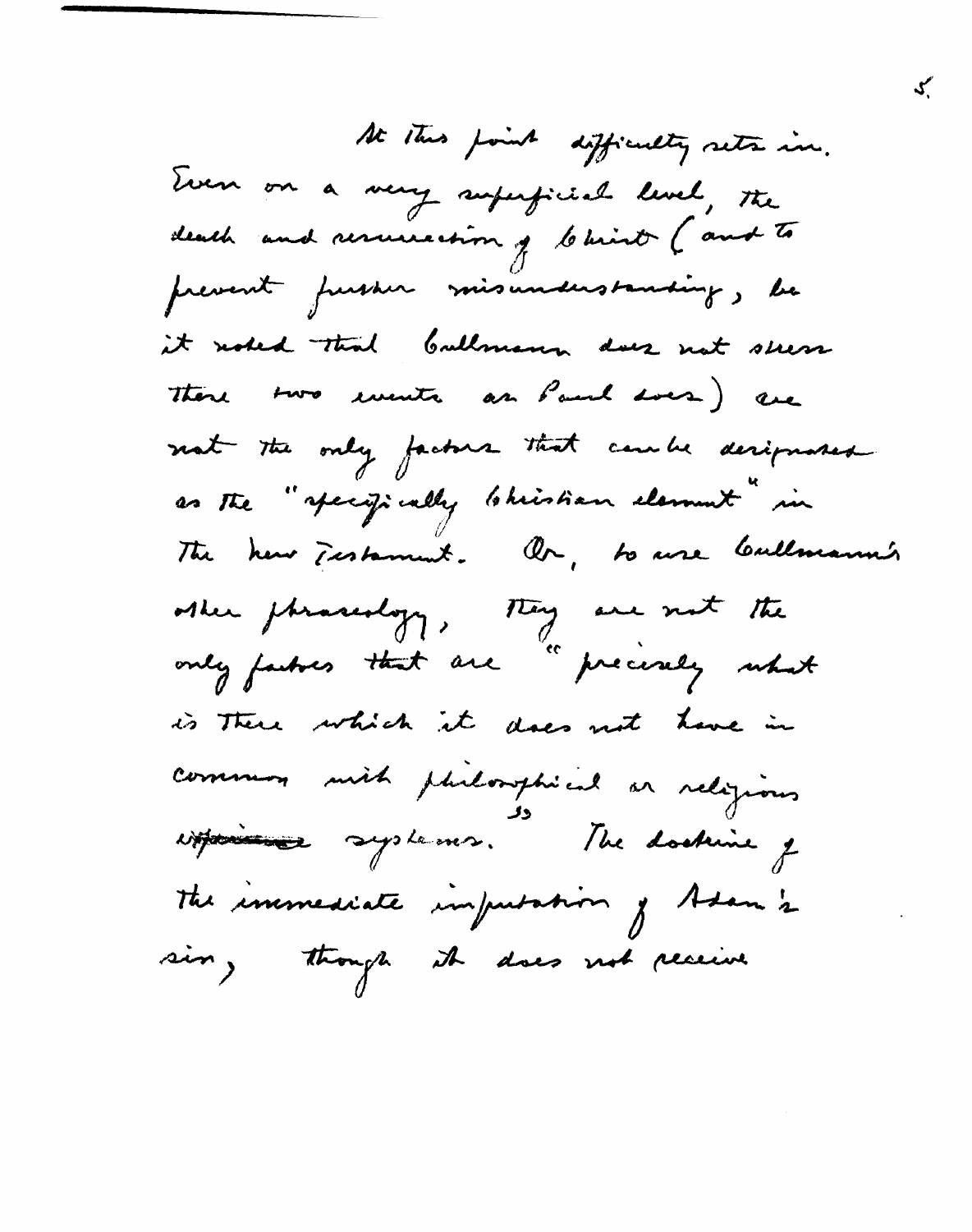At this point difficulty sets in. Even on a very superficial level, the death and resurrection of Christ (and to prevent further misunderstanding, be it noted that Cullmann does not stress these two events as Paul does) are not the only factors that can be designated as the "specifically Christian element" in the New Testament. Or, to use Cullmann's other phraseology, they are not the only factors that are "precisely what is there which it does not have in common with philosophical or religious systems." The doctrine of the immediate imputation of Adam's sin, though it does not receive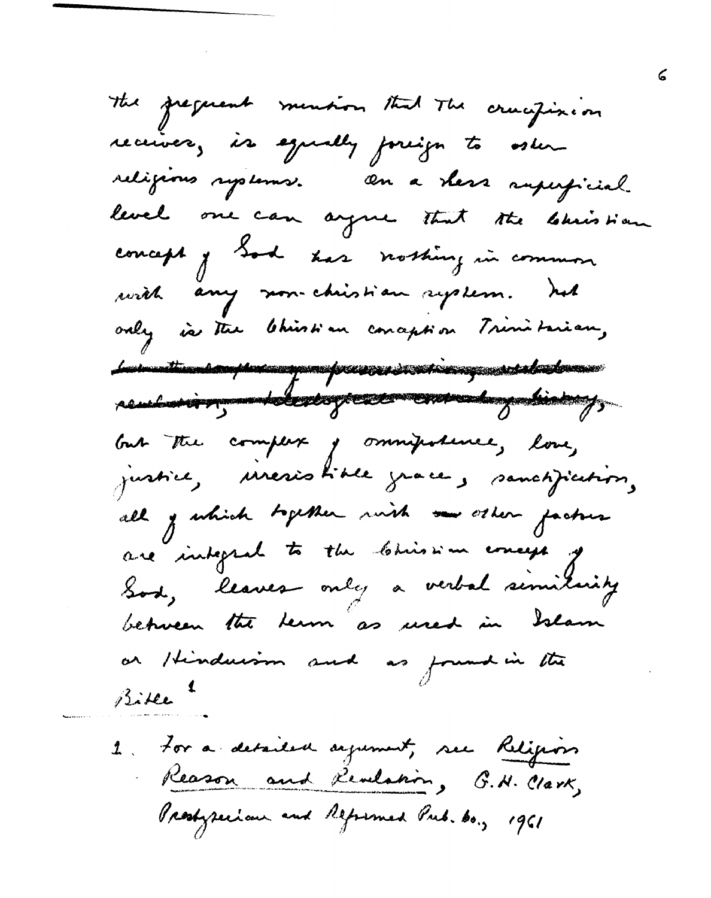the frequent mention that the crucifixion receives, is equally foreign to other religious systems. On a less superficial level one can argue that the Christian concept of God has nothing in common with any non-christian system. Not only is the Christian conception Trinitarian, ~~but the complex of foreordination, revelation, teleological control of history,~~ but the complex of omnipotence, love, justice, irresistible grace, sanctification, all of which together with other factors are integral to the Christian concept of God, leaves only a verbal similarity between the term as used in Islam or Hinduism and as found in the Bible[1]

---

1. For a detailed argument, see *Religion Reason and Revelation*, G.H. Clark, Presbyterian and Reformed Pub. Co., 1961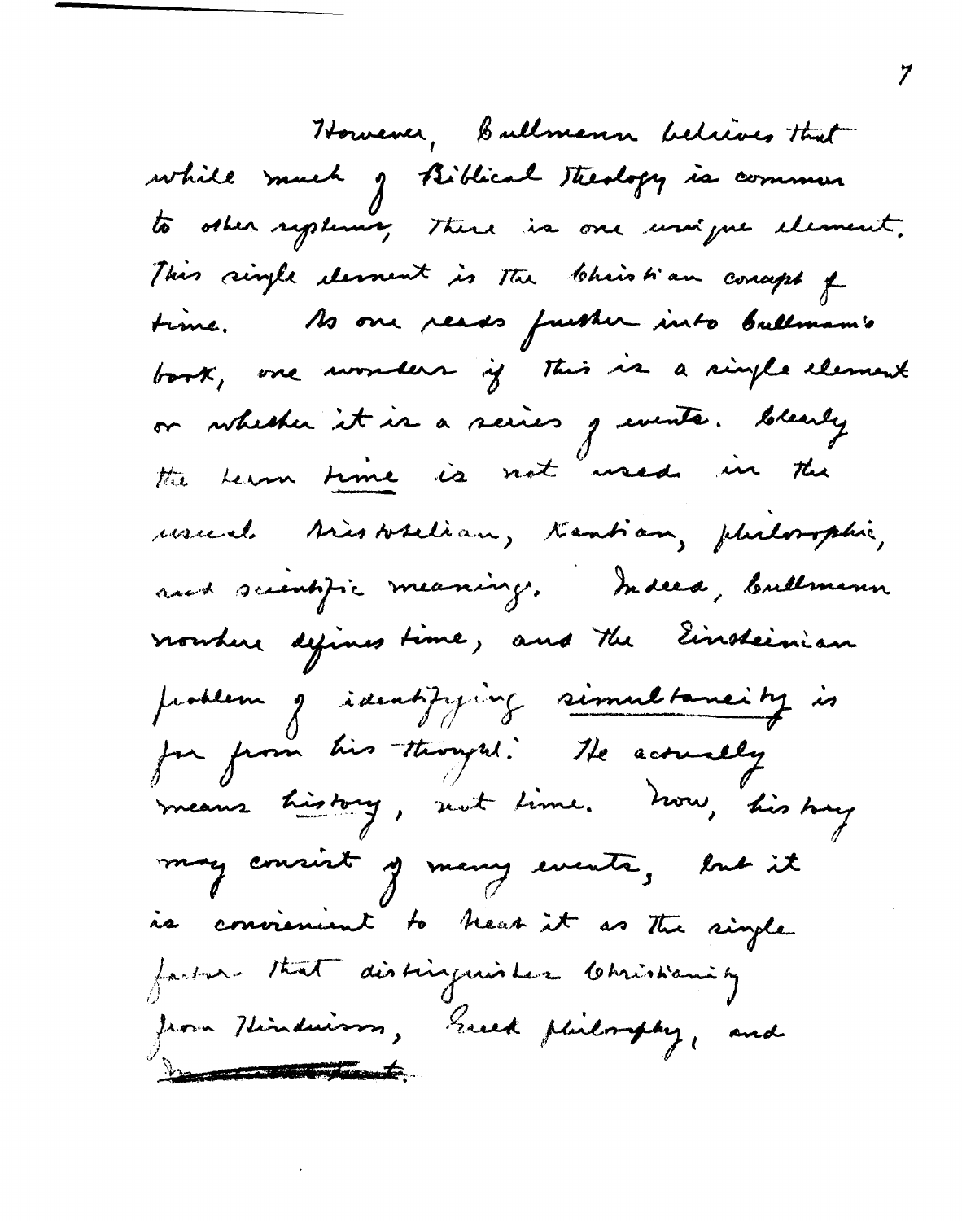However, Cullmann believes that while much of Biblical Theology is common to other systems, there is one unique element. This single element is the Christian concept of time. As one reads further into Cullmann's book, one wonders if this is a single element or whether it is a series of events. Clearly the term _time_ is not used in the usual Aristotelian, Kantian, philosophic, and scientific meanings. Indeed, Cullmann nowhere defines time, and the Einsteinian problem of identifying _simultaneity_ is far from his thought. He actually means _history_, not time. Now, history may consist of many events, but it is convenient to treat it as the single factor that distinguishes Christianity from Hinduism, Greek philosophy, and ~~[crossed out]~~.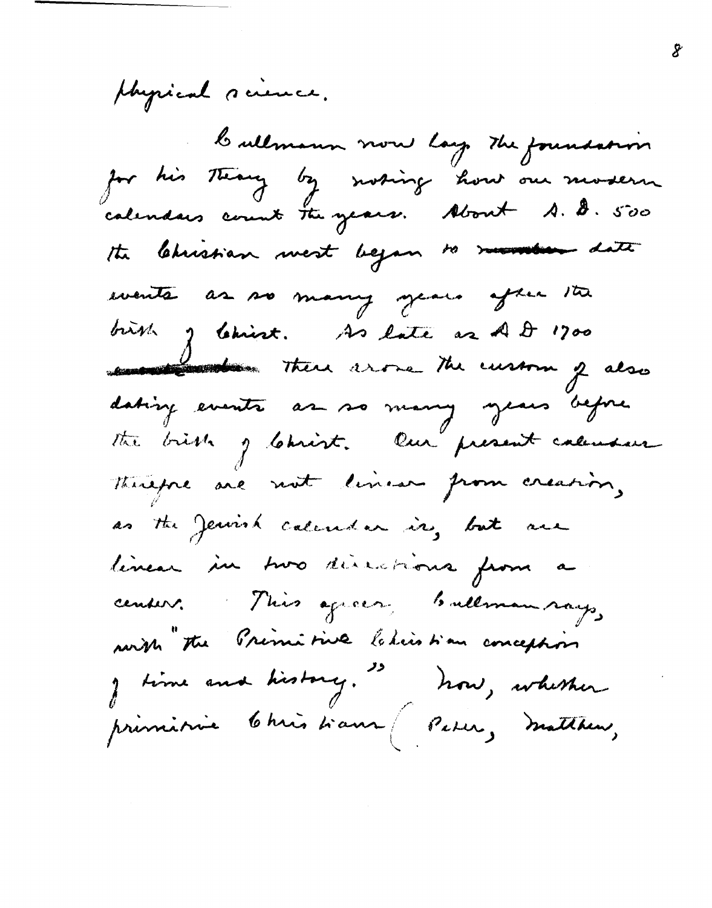physical science.

Cullmann now lays the foundation for his theory by noting how our modern calendars count the years. About A. D. 500 the Christian west began to date events as so many years after the birth of Christ. As late as A D 1700 there arose the custom of also dating events as so many years before the birth of Christ. Our present calendars therefore are not linear from creation, as the Jewish calendar is, but are linear in two directions from a center. This agrees, Cullman says, with "the Primitive Christian conception of time and history." Now, whether primitive Christians (Peter, Matthew,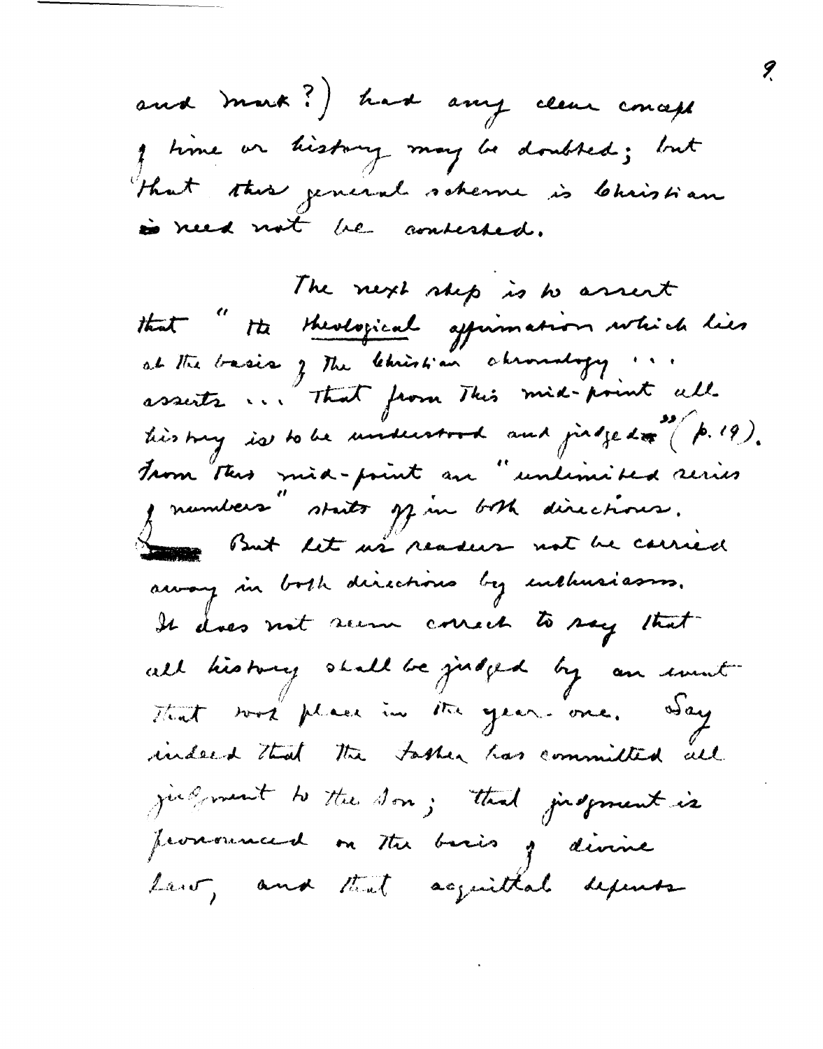and Mark?) had any clear concept of time or history may be doubted; but that this general scheme is Christian need not be contested.

The next step is to assert that "the theological affirmation which lies at the basis of the Christian chronology ... asserts ... that from this mid-point all history is to be understood and judged" (p. 19). From this mid-point an "unlimited series of numbers" starts off in both directions. But let us readers not be carried away in both directions by enthusiasms. It does not seem correct to say that all history shall be judged by an event that took place in the year one. Say indeed that the Father has committed all judgment to the Son; that judgment is pronounced on the basis of divine law, and that acquittal depends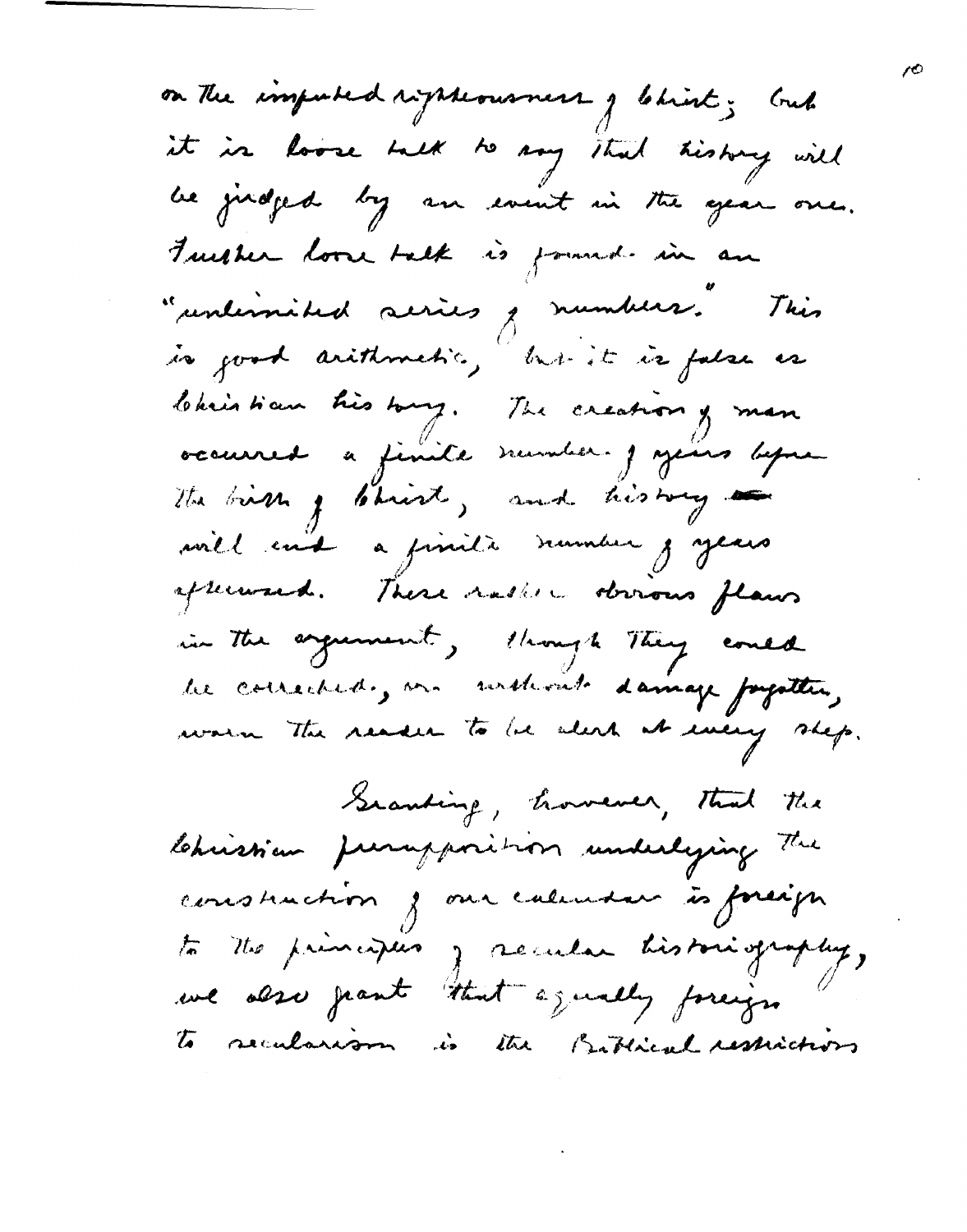on the imputed righteousness of Christ; but it is loose talk to say that history will be judged by an event in the year one. Further loose talk is found in an "unlimited series of numbers." This is good arithmetic, but it is false as Christian history. The creation of man occurred a finite number of years before the birth of Christ, and history will end a finite number of years afterward. These rather obvious flaws in the argument, though they could be corrected, or without damage forgotten, warn the reader to be alert at every step.

Granting, however, that the Christian presupposition underlying the construction of our calendar is foreign to the principles of secular historiography, we also grant that equally foreign to secularism is the Biblical restriction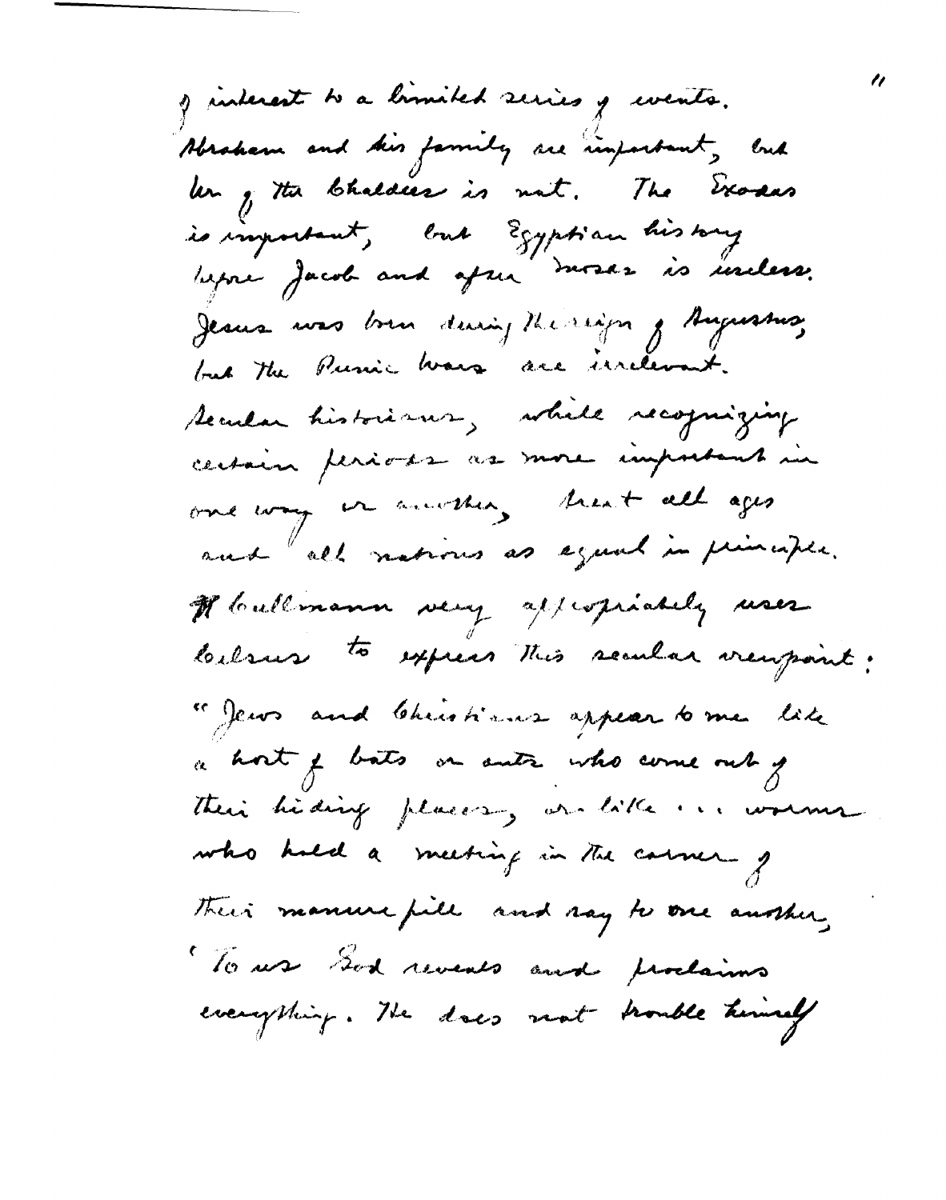of interest to a limited series of events. Abraham and his family are important, but Ur of the Chaldees is not. The Exodus is important, but Egyptian history before Jacob and after Moses is useless. Jesus was born during the reign of Augustus, but the Punic Wars are irrelevant. Secular historians, while recognizing certain periods as more important in one way or another, treat all ages and all nations as equal in principle. Cullmann very appropriately uses Celsus to express this secular viewpoint: "Jews and Christians appear to me like a host of bats or ants who come out of their hiding places, or like ... worms who hold a meeting in the corner of their manure pile and say to one another, 'To us God reveals and proclaims everything. He does not trouble himself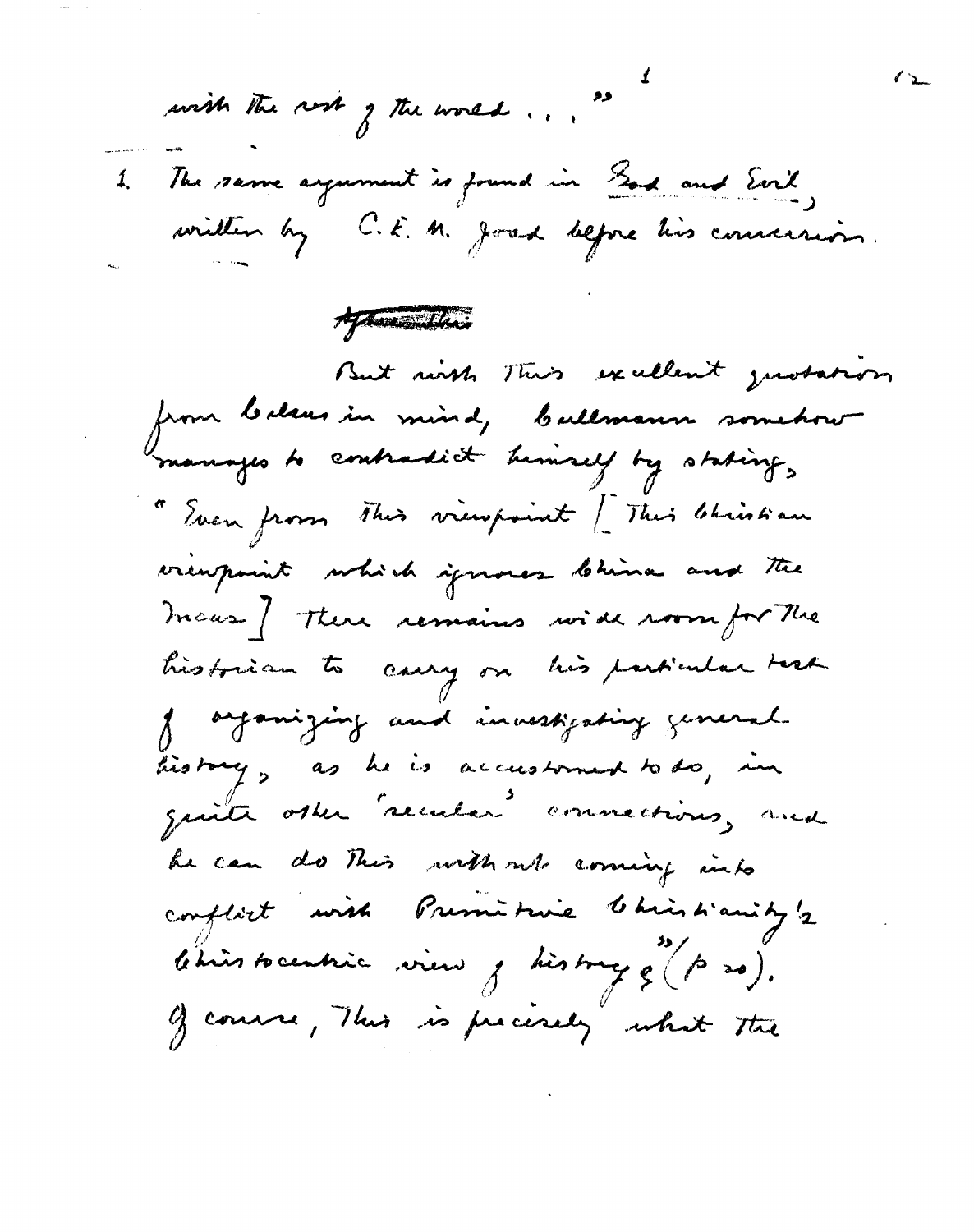with the rest of the world . . . "[1]

1. The same argument is found in God and Evil, written by C. E. M. Joad before his conversion.

~~After This~~

But with this excellent quotation from Celsus in mind, Cullmann somehow manages to contradict himself by stating, "Even from this viewpoint [This Christian viewpoint which ignores China and the Incas] there remains wide room for the historian to carry on his particular task of organizing and investigating general history, as he is accustomed to do, in quite other 'secular' connections, and he can do this without coming into conflict with Primitive Christianity's Christocentric view of history" (p 20). Of course, this is precisely what the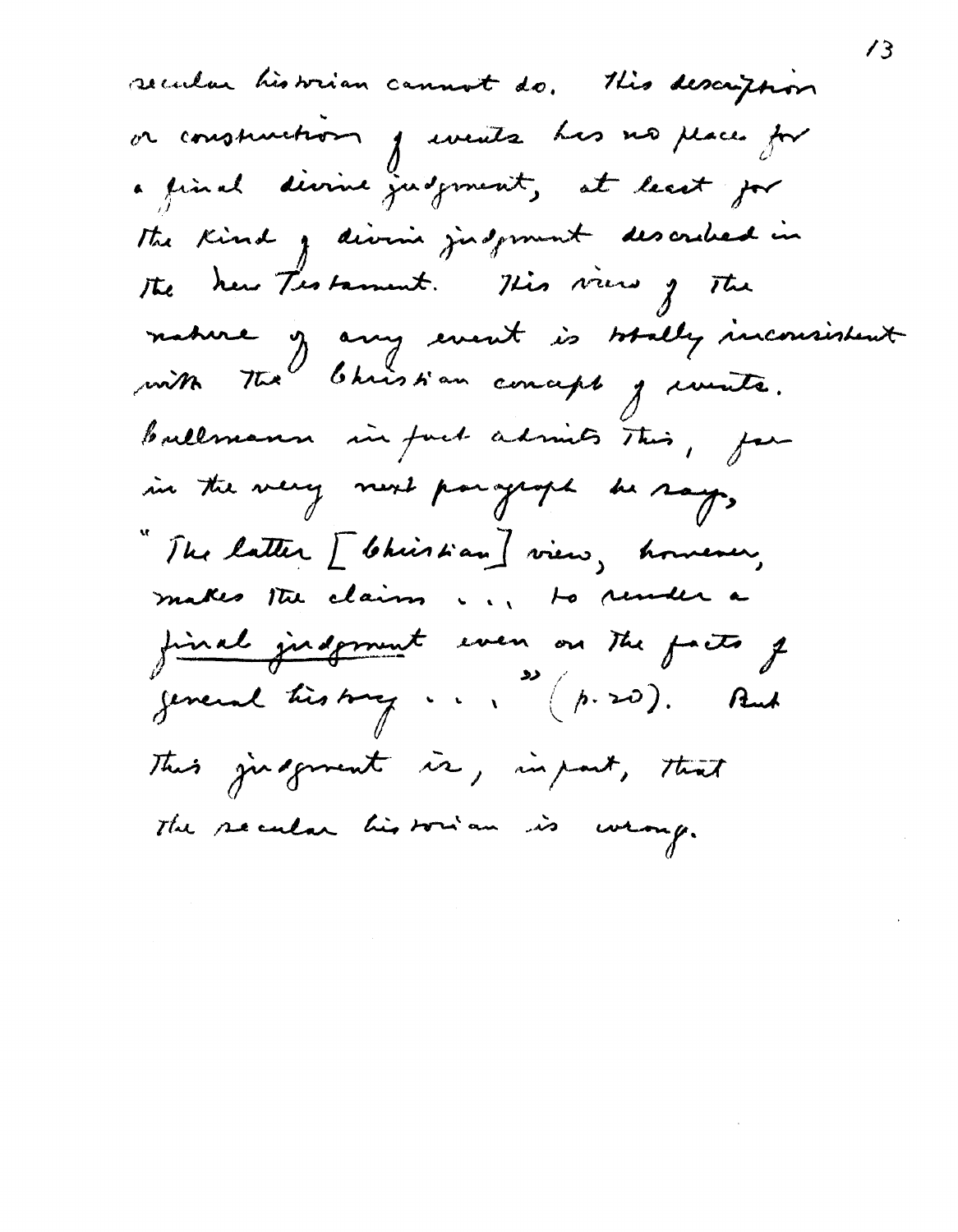secular historian cannot do. His description or construction of events has no place for a final divine judgment, at least for the kind of divine judgment described in the New Testament. This view of the nature of any event is totally inconsistent with the Christian concept of events. Bultmann in fact admits this, for in the very next paragraph he says, "The latter [Christian] view, however, makes the claim ... to render a final judgment even on the facts of general history ..." (p. 20). But this judgment is, in part, that the secular historian is wrong.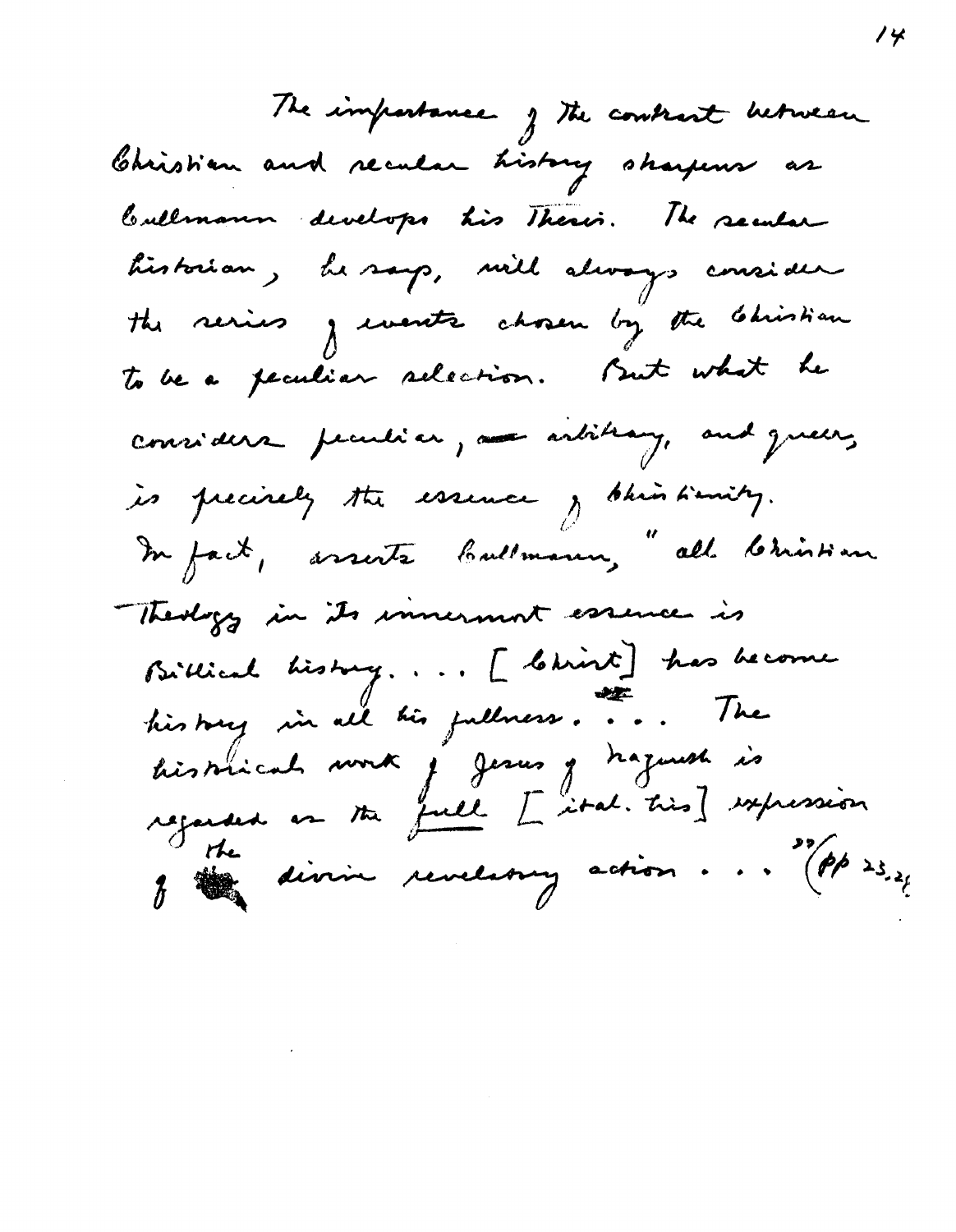The importance of the contrast between Christian and secular history sharpens as Cullmann develops his thesis. The secular historian, he says, will always consider the series of events chosen by the Christian to be a peculiar selection. But what he considers peculiar, arbitrary, and queer, is precisely the essence of Christianity. In fact, asserts Cullmann, "all Christian theology in its innermost essence is Biblical history. . . . [Christ] has become history in all his fullness. . . . The historical work of Jesus of Nazareth is regarded as the *full* [ital. his] expression of the divine revelatory action . . ." (pp 23, 24)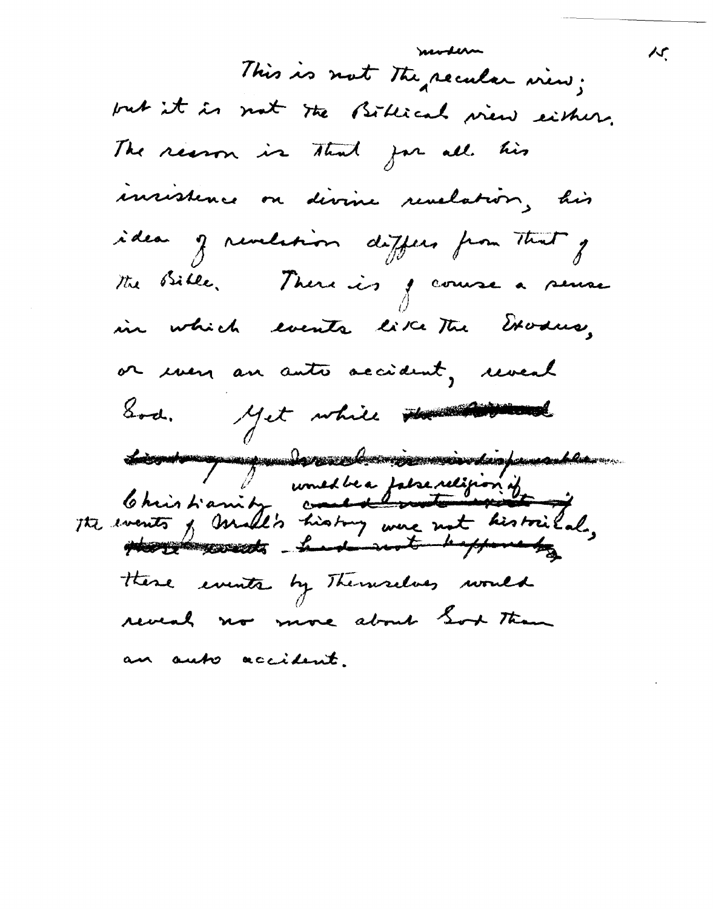This is not the modern secular view; but it is not the Biblical view either. The reason is that for all his insistence on divine revelation, his idea of revelation differs from that of the Bible. There is of course a sense in which events like the Exodus, or even an auto accident, reveal God. Yet while Christianity would be a false religion if the events of Israel's history were not historical, these events by themselves would reveal no more about God than an auto accident.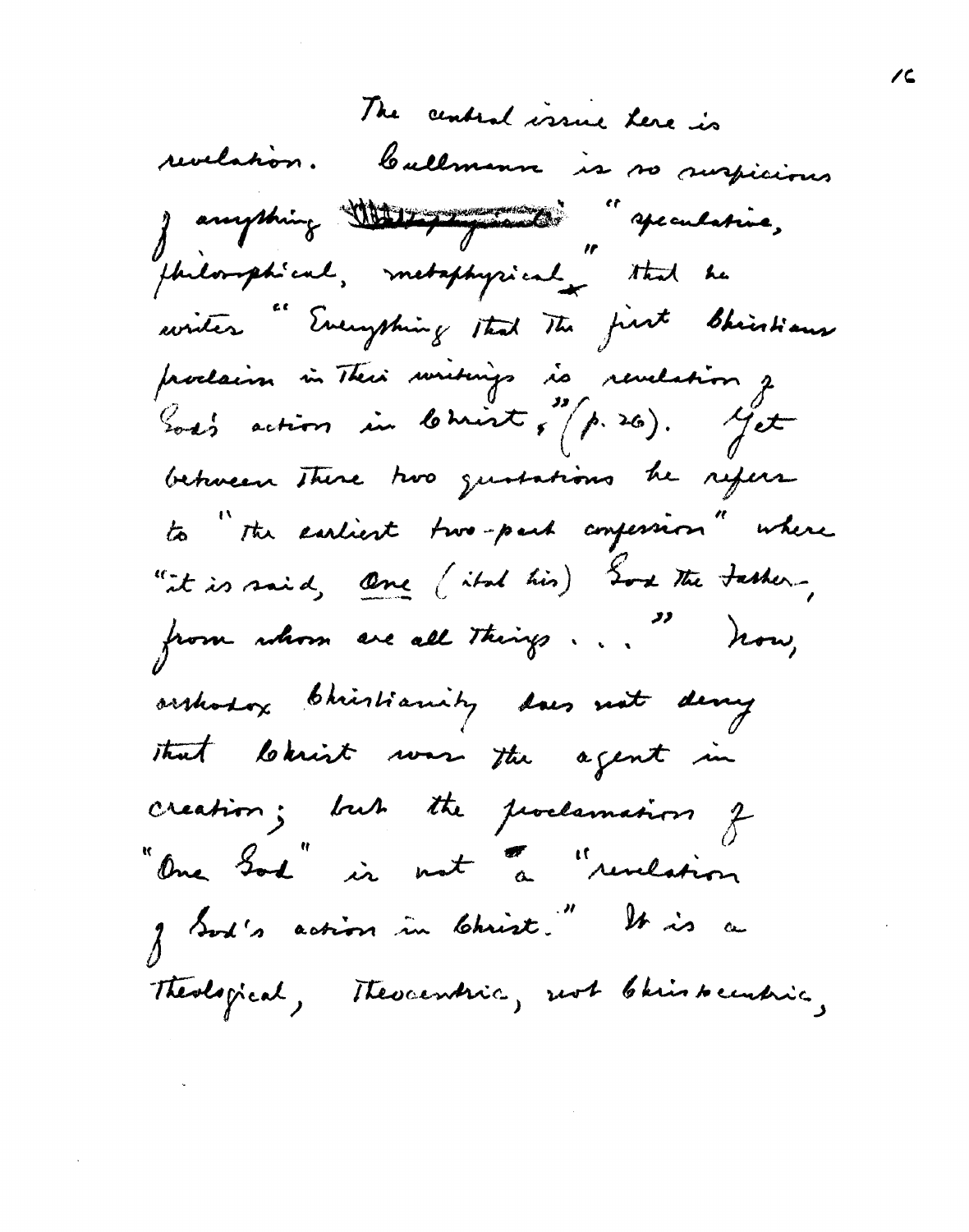The central issue here is revelation. Cullmann is so suspicious of anything "speculative, philosophical, metaphysical"* that he writes "Everything that the first Christians proclaim in their writings is revelation of God's action in Christ," (p. 26). Yet between these two quotations he refers to "the earliest two-part confession" where "it is said, One (ital his) God the Father, from whom are all things . . ." Now, orthodox Christianity does not deny that Christ was the agent in creation; but the proclamation of "One God" is not a "revelation of God's action in Christ." It is a theological, theocentric, not Christocentric,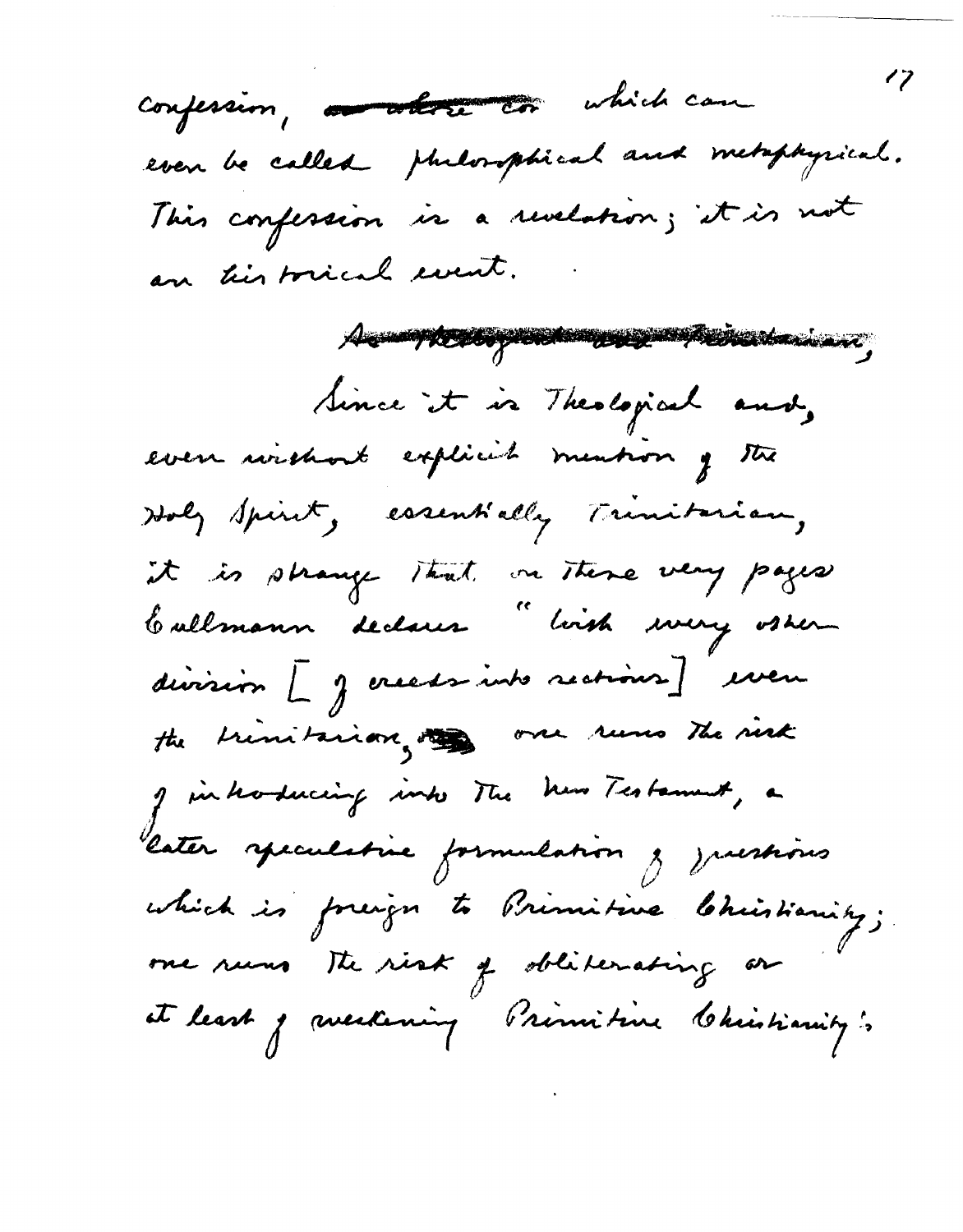confession, which can even be called philosophical and metaphysical. This confession is a revelation; it is not an historical event.

Since it is Theological and, even without explicit mention of the Holy Spirit, essentially Trinitarian, it is strange that on these very pages Cullmann declares "with every other division [of creeds into sections] even the trinitarian, one runs the risk of introducing into the New Testament, a later speculative formulation of questions which is foreign to Primitive Christianity; one runs the risk of obliterating or at least of weakening Primitive Christianity's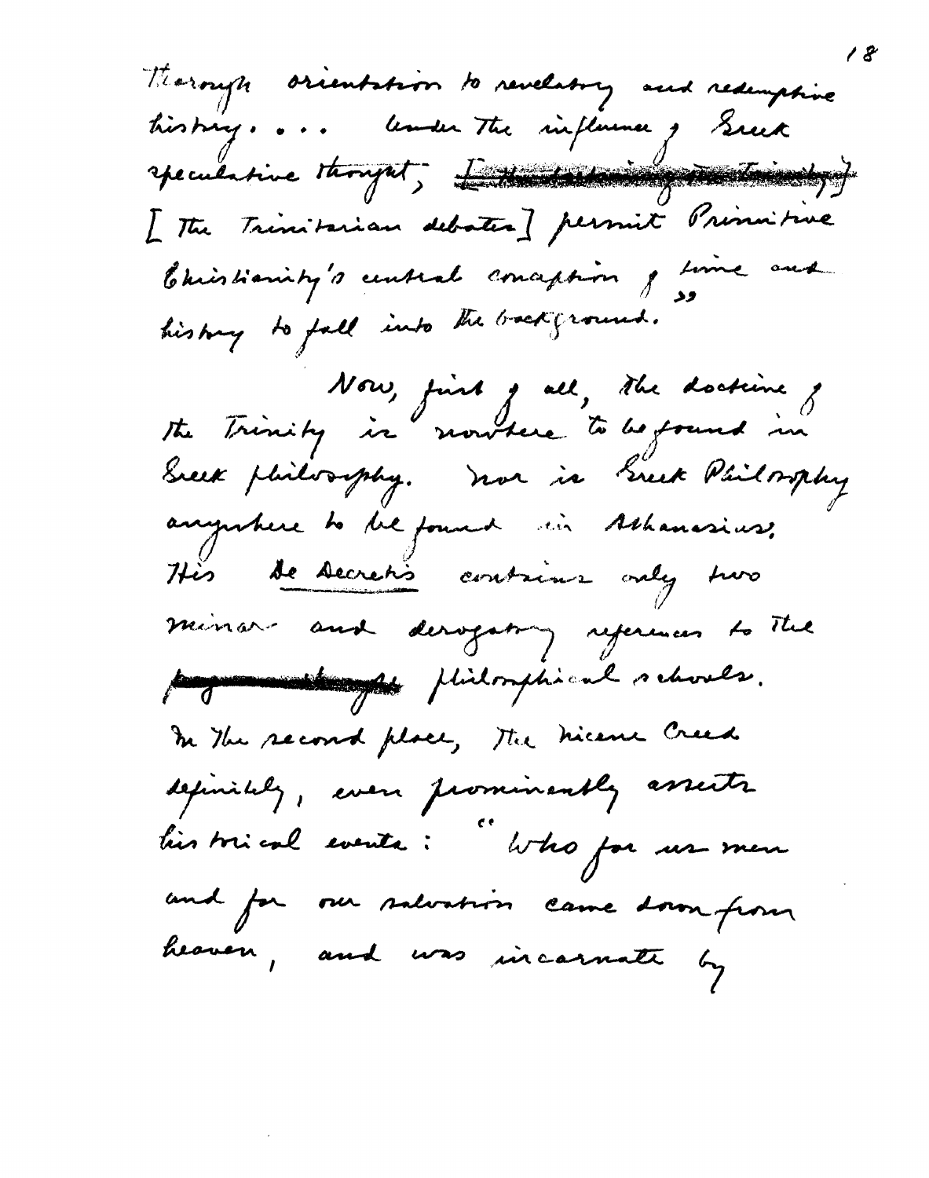thorough orientation to revelatory and redemptive history. . . . Under the influence of Greek speculative thought, [The Trinitarian debates] permit Primitive Christianity's central conception of time and history to fall into the background."

Now, first of all, the doctrine of the Trinity is nowhere to be found in Greek philosophy. Nor is Greek Philosophy anywhere to be found in Athanasius. His De Decretis contains only two minor and derogatory references to the philosophical schools. In the second place, the Nicene Creed definitely, even prominently asserts historical events: "Who for us men and for our salvation came down from heaven, and was incarnate by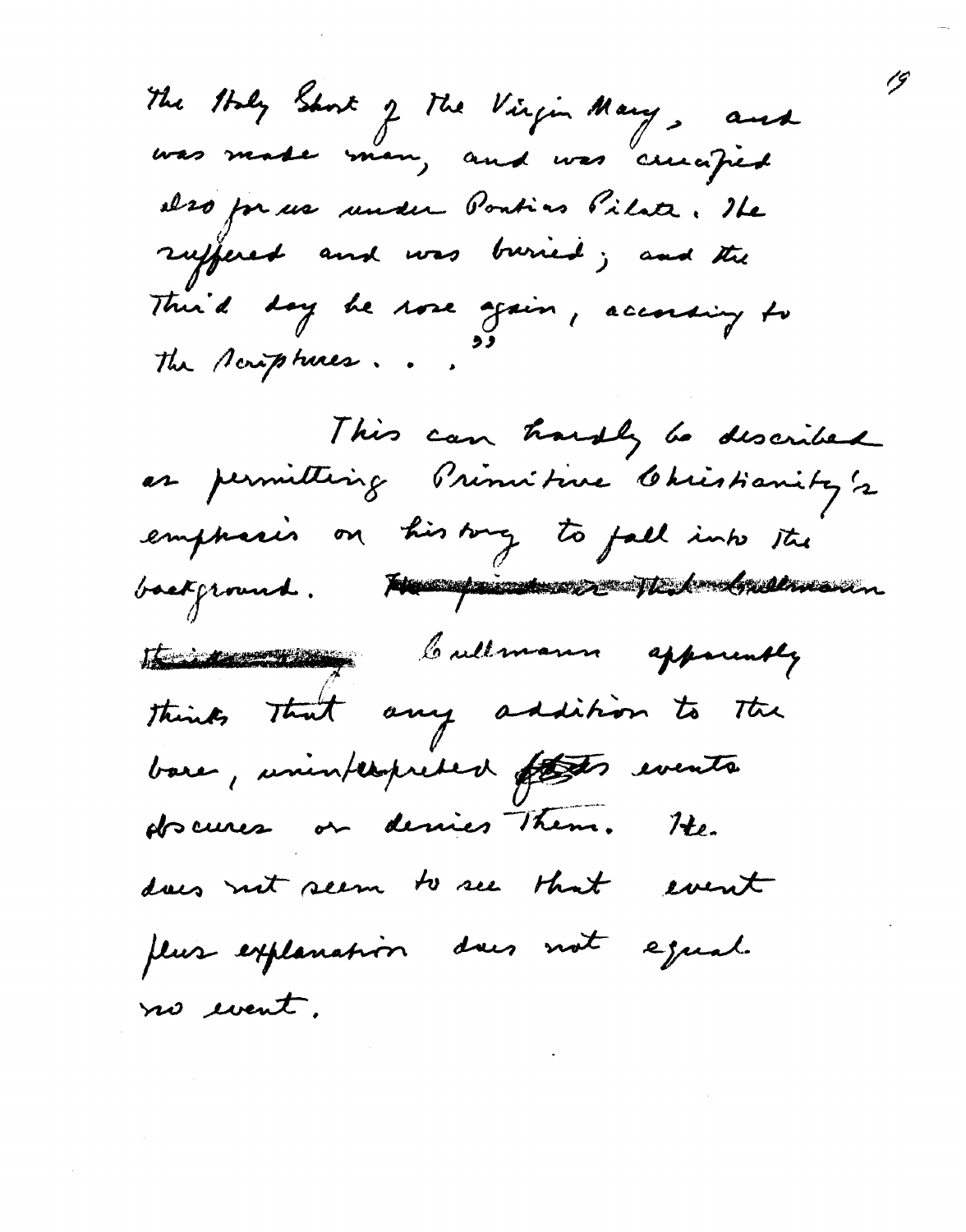the Holy Ghost of the Virgin Mary, and was made man, and was crucified also for us under Pontius Pilate. He suffered and was buried; and the third day he rose again, according to the Scriptures. . ."

This can hardly be described as permitting Primitive Christianity's emphasis on history to fall into the background. Cullmann apparently thinks that any addition to the bare, uninterpreted events obscures or denies them. He does not seem to see that event plus explanation does not equal no event.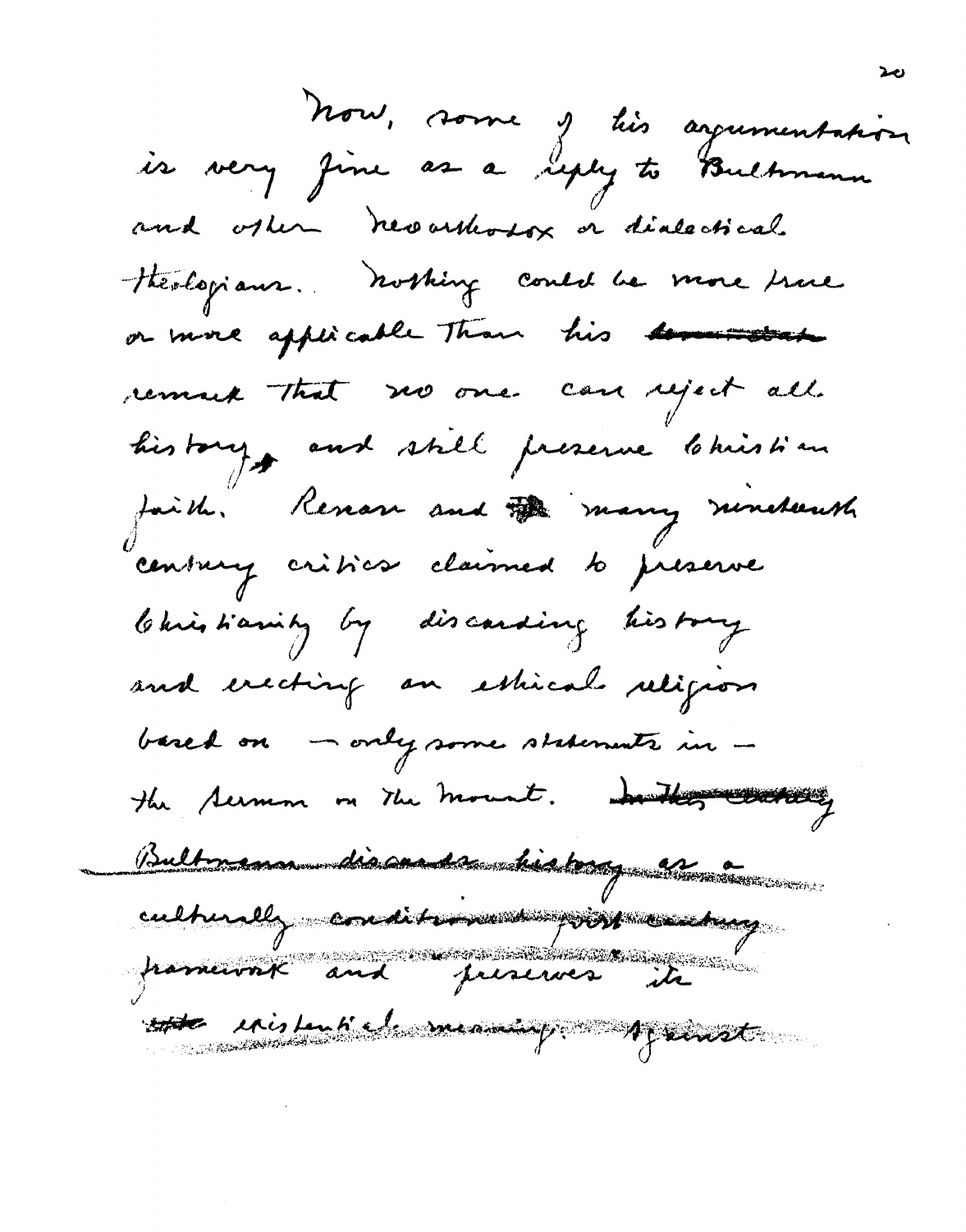Now, some of his argumentation is very fine as a reply to Bultmann and other neoorthodox or dialectical theologians. Nothing could be more true or more applicable than his remark that no one can reject all history and still preserve Christian faith. Renan and many nineteenth century critics claimed to preserve Christianity by discarding history and erecting an ethical religion based on — only some statements in — the Sermon on the Mount. Bultmann discards history as a culturally conditioned first century framework and preserves its existential meaning. Against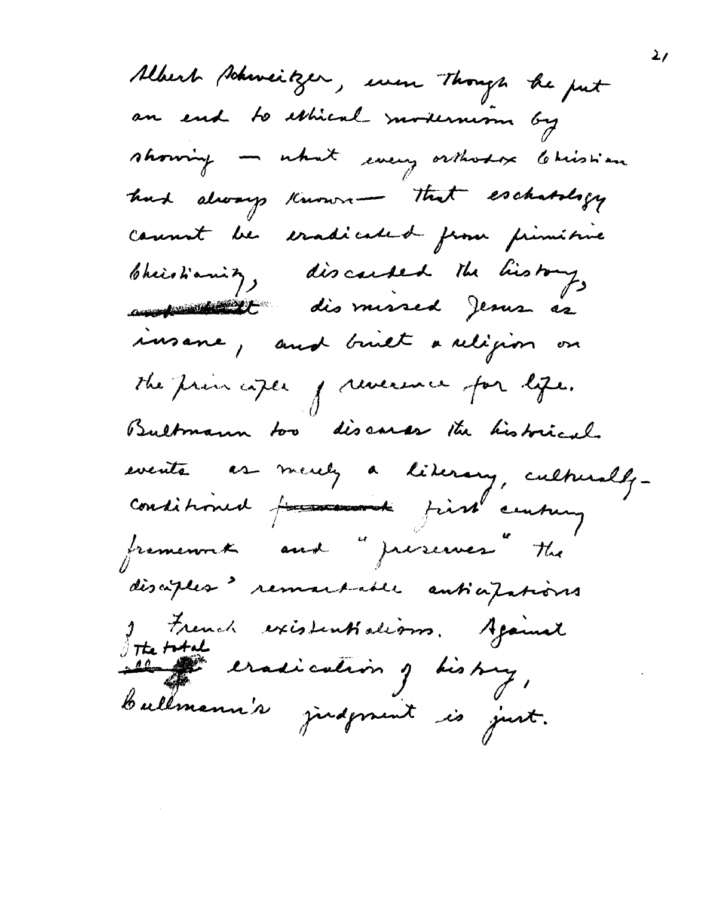Albert Schweitzer, even though he put an end to ethical modernism by showing — what every orthodox Christian had always known — that eschatology cannot be eradicated from primitive Christianity, discarded the history, dismissed Jesus as insane, and built a religion on the principle of reverence for life. Bultmann too discards the historical events as merely a literary, culturally-conditioned first century framework and "preserves" the disciples' remarkable anticipations of French existentialism. Against the total eradication of history, Cullmann's judgment is just.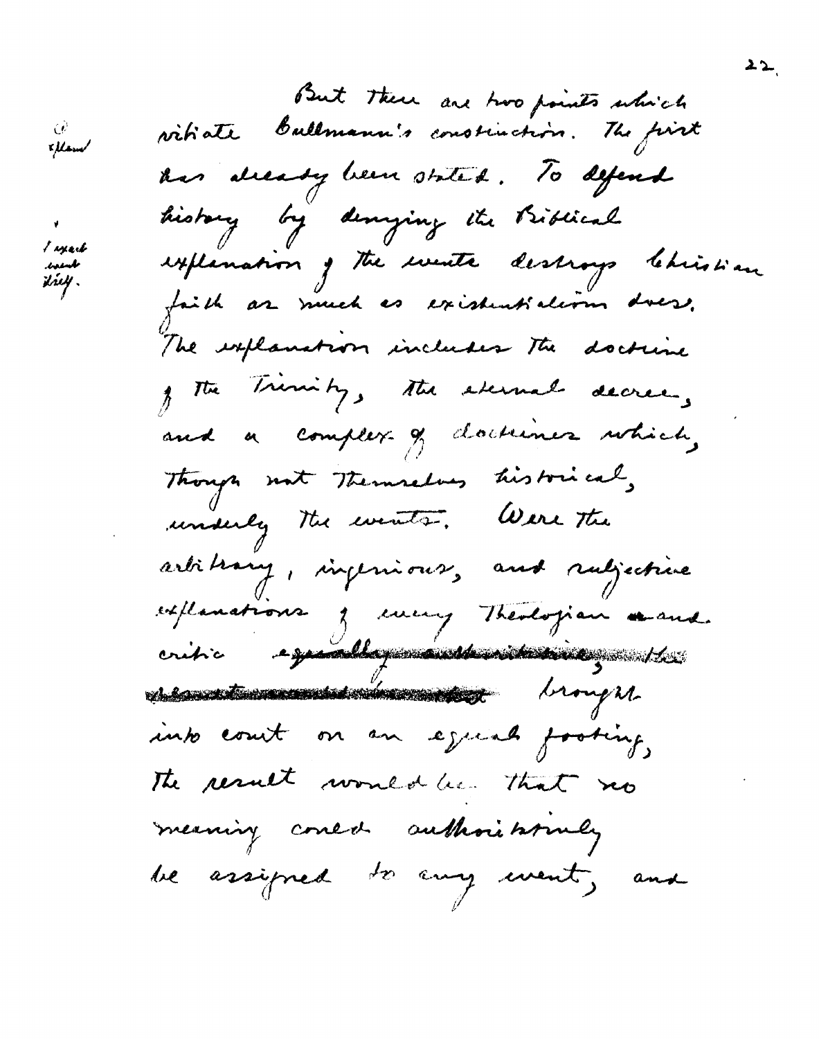But there are two points which vitiate Bultmann's construction. The first has already been stated. To defend history by denying the Biblical explanation of the events destroys Christian faith as much as existentialism does. The explanation includes the doctrine of the Trinity, the eternal decree, and a complex of doctrines which, though not themselves historical, underly the events. Were the arbitrary, ingenious, and subjective explanations of every Theologian and critic brought into court on an equal footing, the result would be that no meaning could authoritatively be assigned to any event, and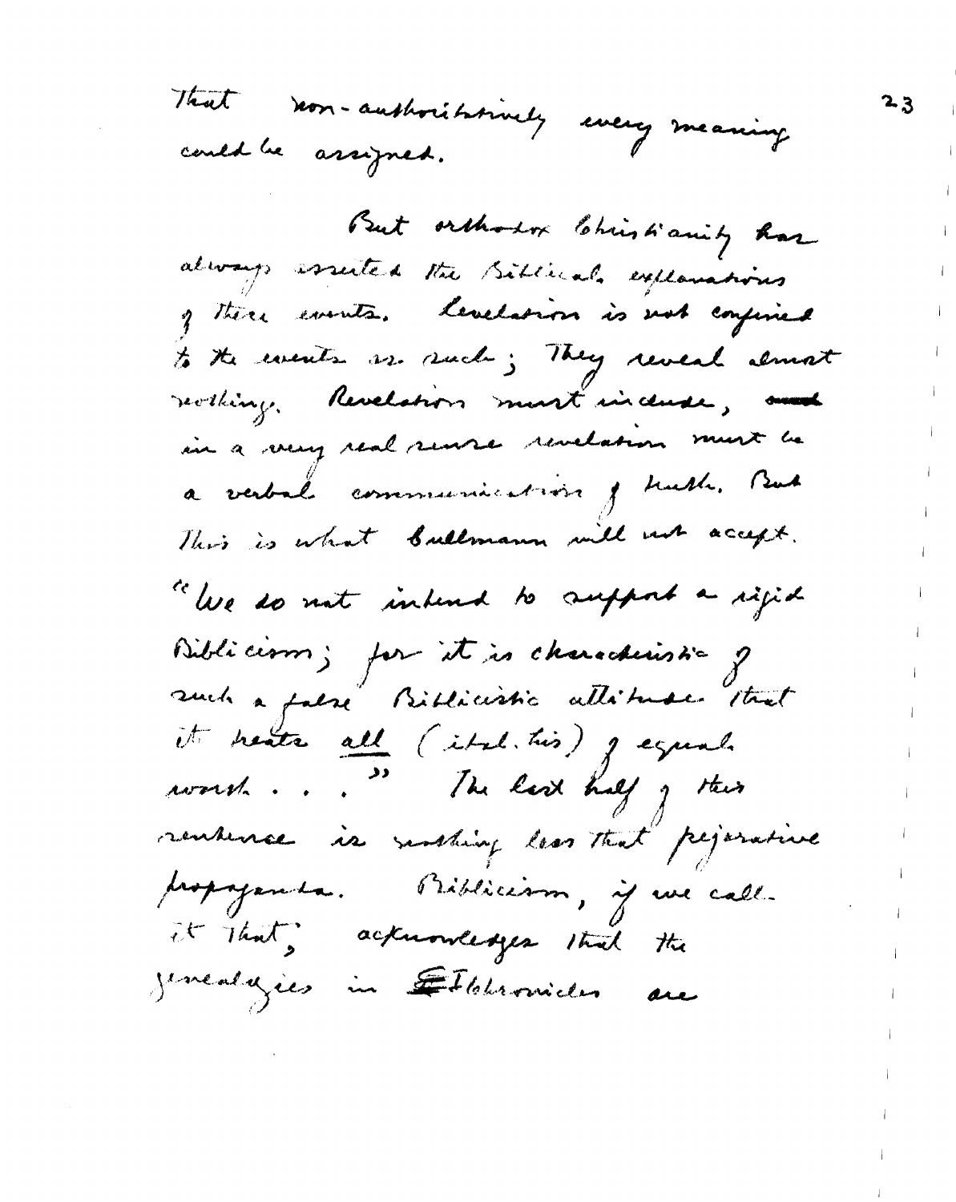that non-authoritatively every meaning could be assigned.

But orthodox Christianity has always insisted the Biblical explanations of these events. Revelation is not confined to the events as such; they reveal almost nothing. Revelation must include, and in a very real sense revelation must be a verbal communication of truth. But this is what Bultmann will not accept. "We do not intend to support a rigid Biblicism; for it is characteristic of such a false Biblicistic attitude that it treats all (ital. his) of equal worth . . ." The last half of this sentence is nothing less that pejorative propaganda. Biblicism, if we call it that, acknowledges that the genealogies in Chronicles are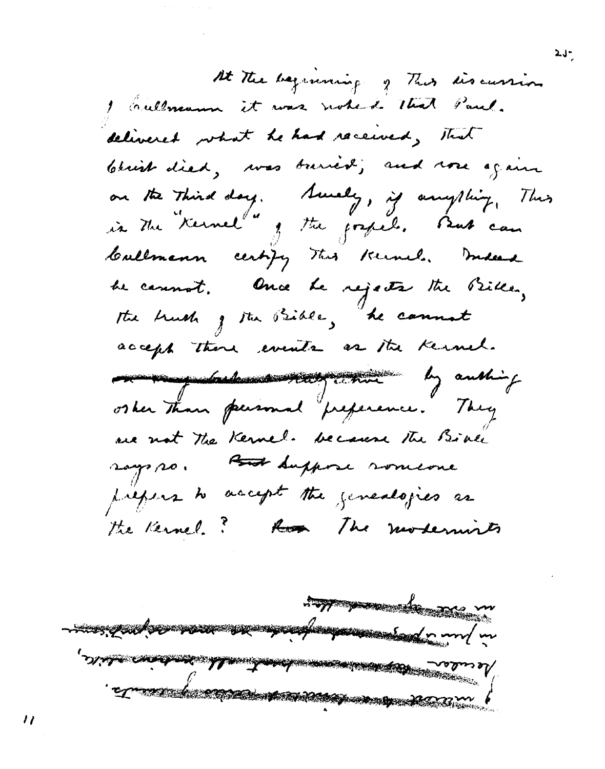At the beginning of this discussion of Cullmann it was noted that Paul delivered what he had received, that Christ died, was buried, and rose again on the third day. Surely, if anything, this is the "kernel" of the gospel. But can Cullmann certify this kernel. Indeed he cannot. Once he rejects the Bible, the truth of the Bible, he cannot accept these events as the kernel by anything other than personal preference. They are not the kernel because the Bible says so. Suppose someone prefers to accept the genealogies as the kernel? The modernists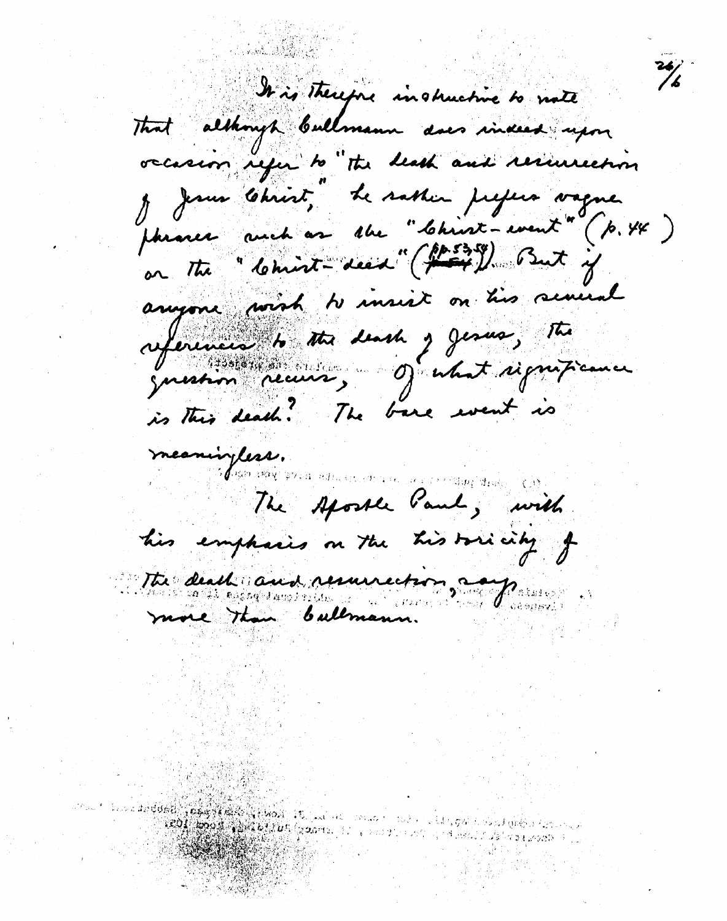It is therefore instructive to note that although Bultmann does indeed upon occasion refer to "the death and resurrection of Jesus Christ," he rather prefers vague phrases such as the "Christ-event" (p. 44) or the "Christ-deed" (pp. 53, 54). But if anyone wish to insist on his several references to the death of Jesus, the question recurs, Of what significance is this death? The bare event is meaningless.

The Apostle Paul, with his emphasis on the historicity of the death and resurrection, says more than Bultmann.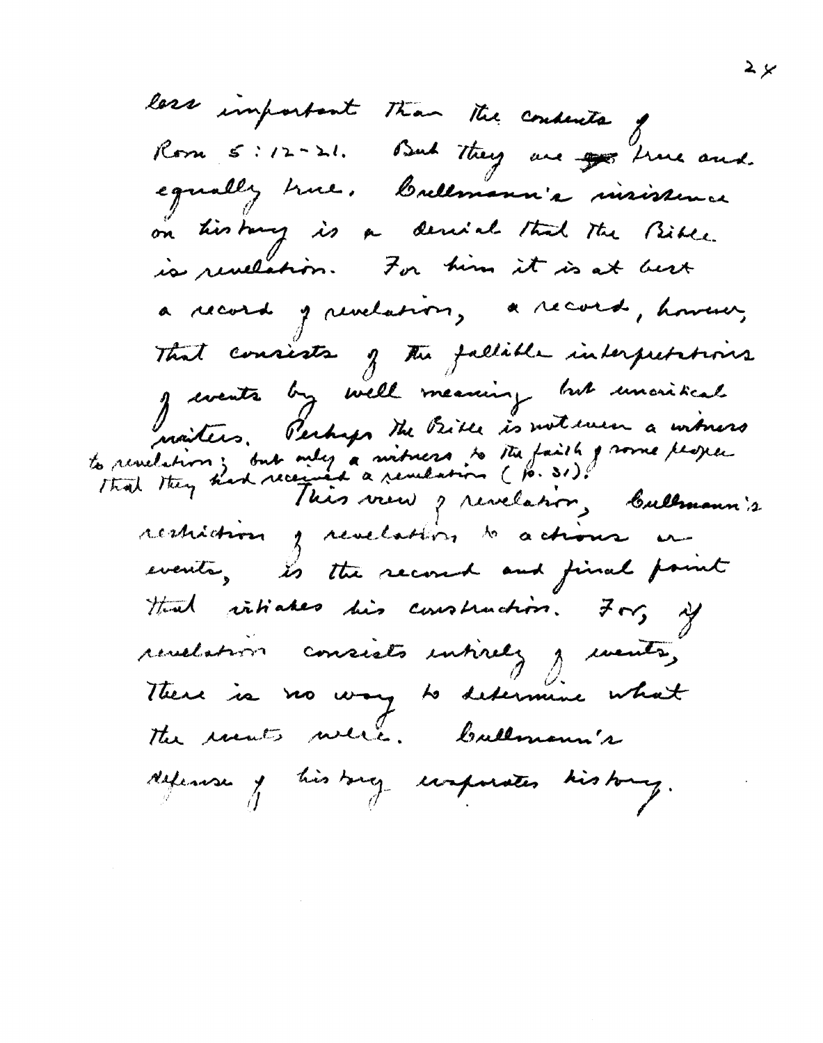less important than the contents of Rom 5:12-21. But they are true and equally true. Cullmann's insistence on history is a denial that the Bible is revelation. For him it is at best a record of revelation, a record, however, that consists of the fallible interpretations of events by well meaning but uncritical writers. Perhaps the Bible is not even a witness to revelation; but only a witness to the faith of some people that they had received a revelation (p. 31). This view of revelation, Cullmann's restriction of revelation to actions or events, is the second and final point that vitiates his construction. For, if revelation consists entirely of events, there is no way to determine what the events were. Cullmann's defense of history evaporates history.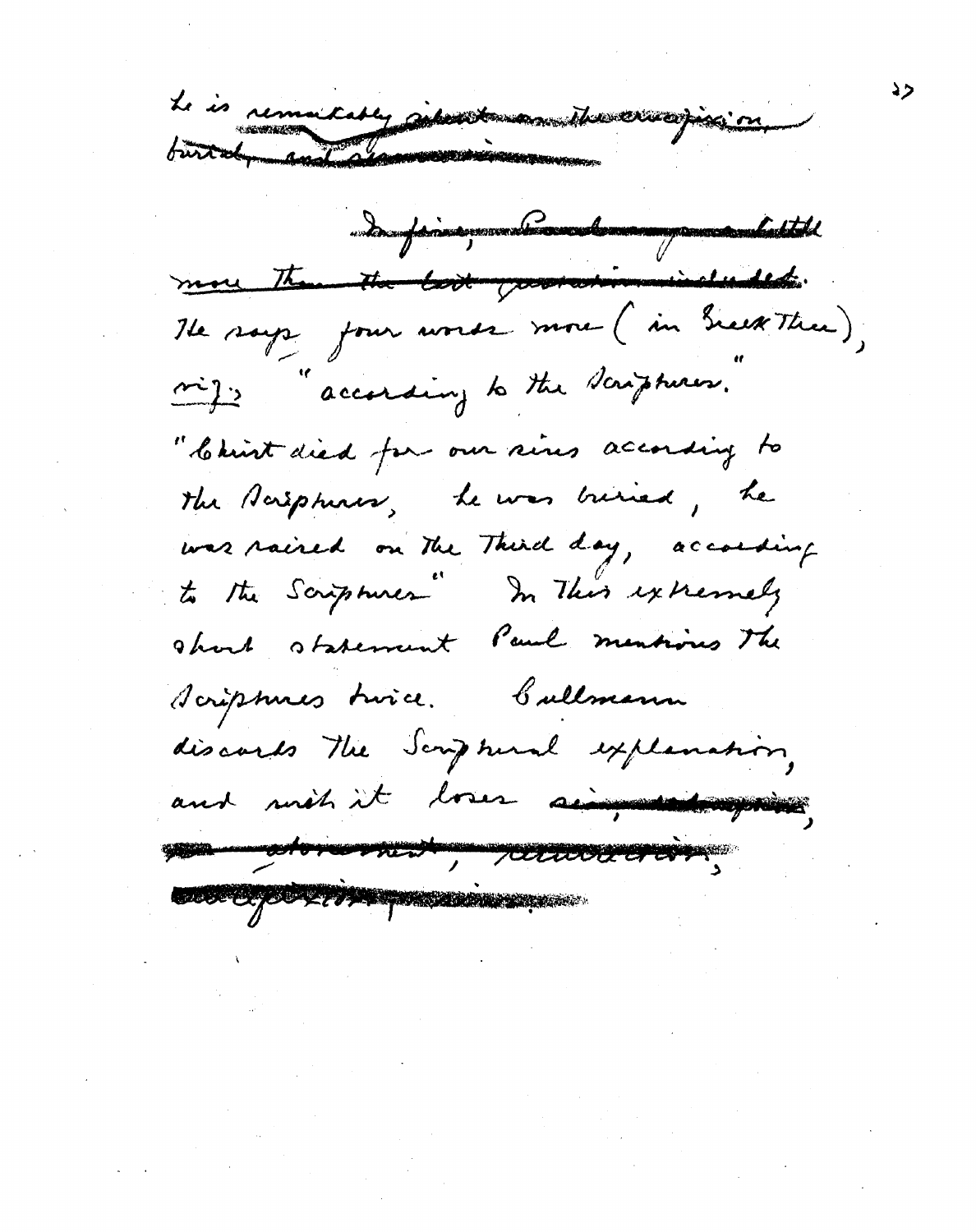~~he is remarkably silent on the crucifixion, burial, and resurrection~~

~~In fine, Paul ... a little more than the text ... included.~~
He says four words more (in Greek three), viz: "according to the Scriptures."
"Christ died for our sins according to the Scriptures, he was buried, he was raised on the third day, according to the Scriptures" In this extremely short statement Paul mentions the Scriptures twice. Bultmann discards the Scriptural explanation, and with it loses ~~sin, atonement, resurrection, crucifixion~~,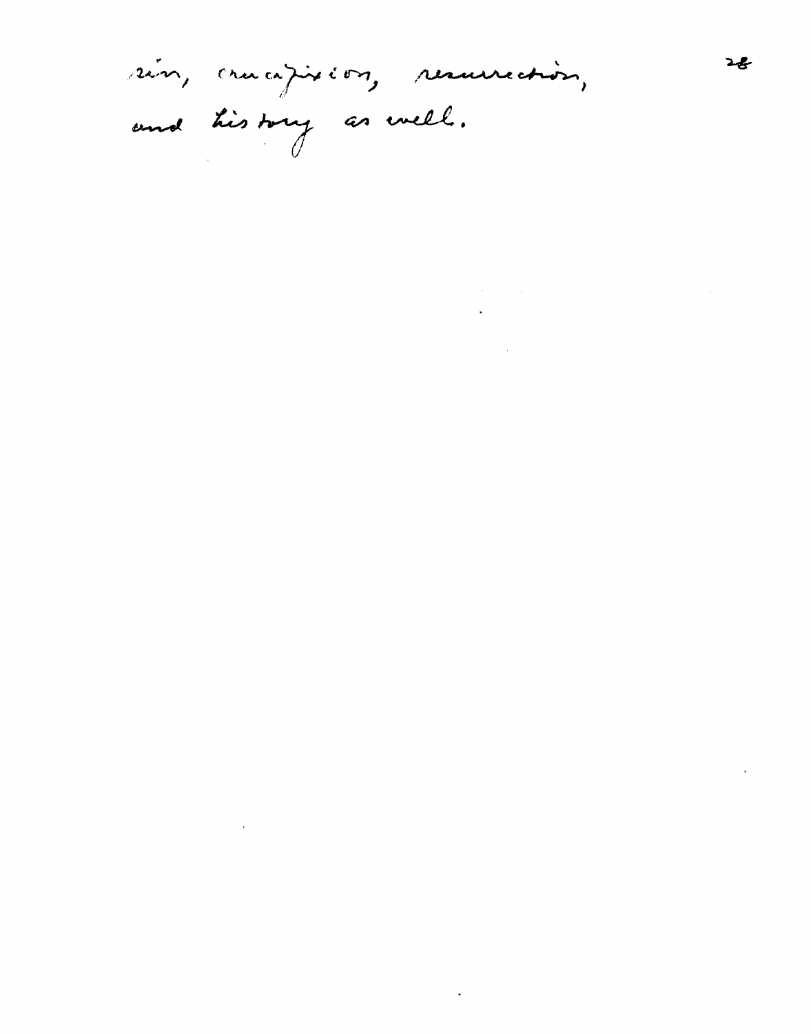sin, crucifixion, resurrection, and history as well.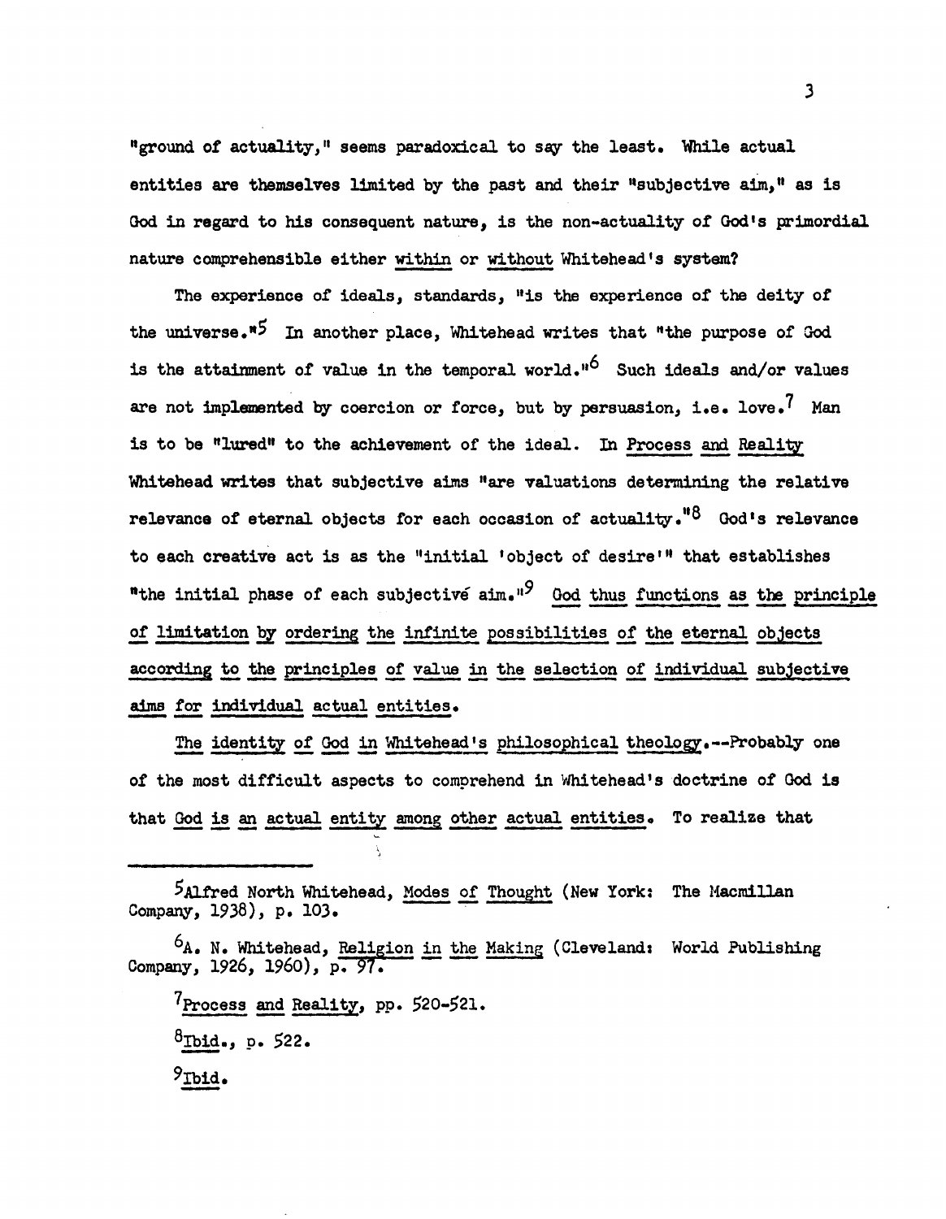"ground of actuality," seems paradoxical to say the least. While actual entities are themselves limited by the past and their "subjective aim," as is God in regard to his consequent nature, is the non-actuality of God's primordial nature comprehensible either _within_ or _without_ Whitehead's system?

The experience of ideals, standards, "is the experience of the deity of the universe."[5] In another place, Whitehead writes that "the purpose of God is the attainment of value in the temporal world."[6] Such ideals and/or values are not implemented by coercion or force, but by persuasion, i.e. love.[7] Man is to be "lured" to the achievement of the ideal. In _Process and Reality_ Whitehead writes that subjective aims "are valuations determining the relative relevance of eternal objects for each occasion of actuality."[8] God's relevance to each creative act is as the "initial 'object of desire'" that establishes "the initial phase of each subjective aim."[9] _God thus functions as the principle of limitation by ordering the infinite possibilities of the eternal objects according to the principles of value in the selection of individual subjective aims for individual actual entities._

_The identity of God in Whitehead's philosophical theology._--Probably one of the most difficult aspects to comprehend in Whitehead's doctrine of God is that _God is an actual entity among other actual entities_. To realize that

---

[5]Alfred North Whitehead, _Modes of Thought_ (New York: The Macmillan Company, 1938), p. 103.

[6]A. N. Whitehead, _Religion in the Making_ (Cleveland: World Publishing Company, 1926, 1960), p. 97.

[7]_Process and Reality_, pp. 520-521.

[8]_Ibid._, p. 522.

[9]_Ibid._